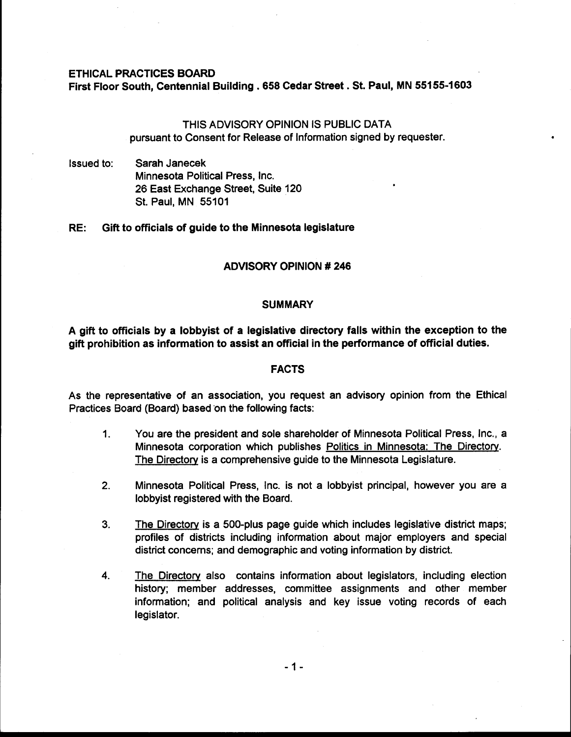**ETHICAL PRACTICES BOARD**
**First Floor South, Centennial Building . 658 Cedar Street . St. Paul, MN 55155-1603**

THIS ADVISORY OPINION IS PUBLIC DATA
pursuant to Consent for Release of Information signed by requester.

Issued to: Sarah Janecek
Minnesota Political Press, Inc.
26 East Exchange Street, Suite 120
St. Paul, MN 55101

**RE: Gift to officials of guide to the Minnesota legislature**

## ADVISORY OPINION # 246

## SUMMARY

**A gift to officials by a lobbyist of a legislative directory falls within the exception to the gift prohibition as information to assist an official in the performance of official duties.**

## FACTS

As the representative of an association, you request an advisory opinion from the Ethical Practices Board (Board) based on the following facts:

1. You are the president and sole shareholder of Minnesota Political Press, Inc., a Minnesota corporation which publishes Politics in Minnesota: The Directory. The Directory is a comprehensive guide to the Minnesota Legislature.

2. Minnesota Political Press, Inc. is not a lobbyist principal, however you are a lobbyist registered with the Board.

3. The Directory is a 500-plus page guide which includes legislative district maps; profiles of districts including information about major employers and special district concerns; and demographic and voting information by district.

4. The Directory also contains information about legislators, including election history; member addresses, committee assignments and other member information; and political analysis and key issue voting records of each legislator.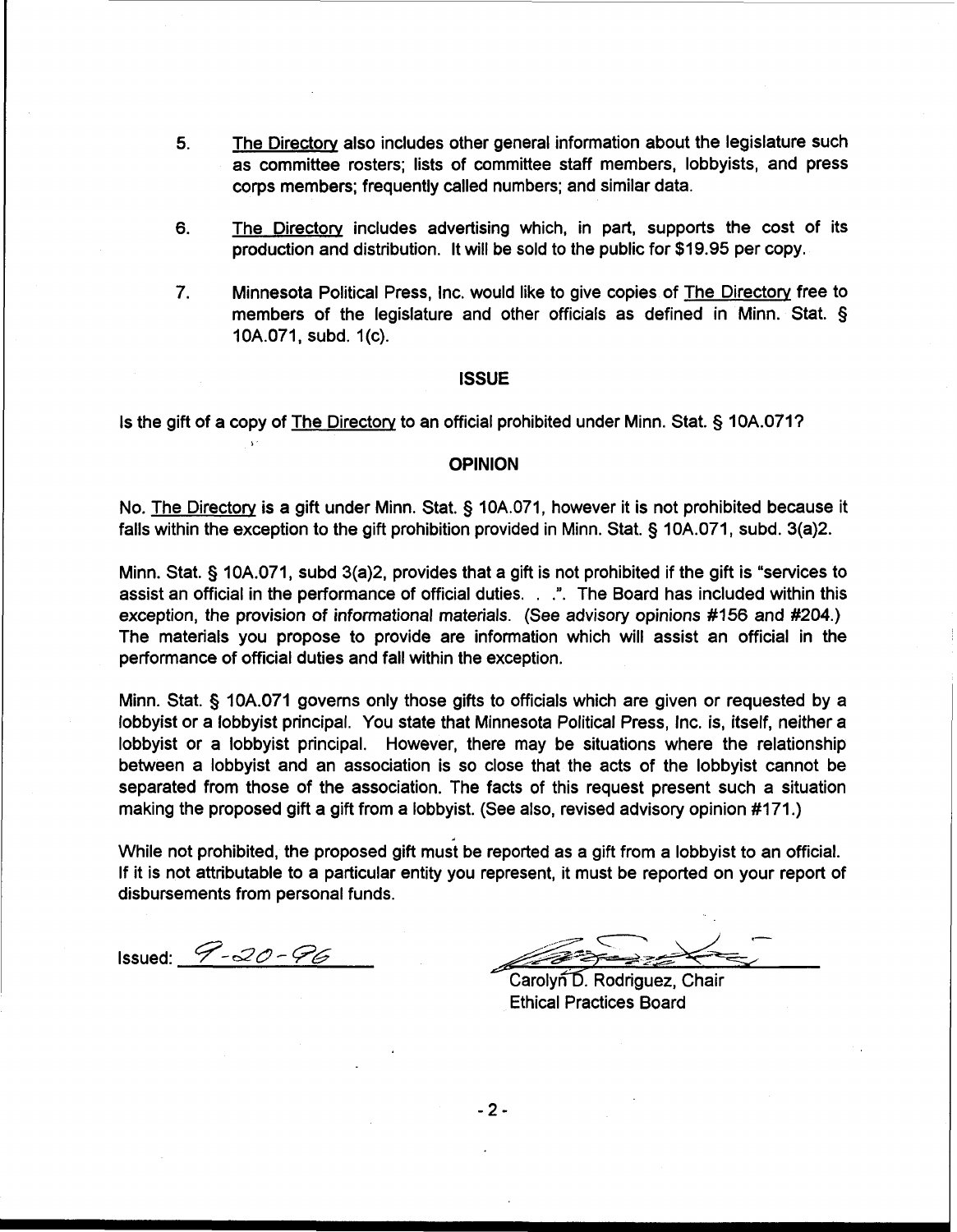5. The Directory also includes other general information about the legislature such as committee rosters; lists of committee staff members, lobbyists, and press corps members; frequently called numbers; and similar data.

6. The Directory includes advertising which, in part, supports the cost of its production and distribution. It will be sold to the public for $19.95 per copy.

7. Minnesota Political Press, Inc. would like to give copies of The Directory free to members of the legislature and other officials as defined in Minn. Stat. § 10A.071, subd. 1(c).

## ISSUE

Is the gift of a copy of The Directory to an official prohibited under Minn. Stat. § 10A.071?

## OPINION

No. The Directory is a gift under Minn. Stat. § 10A.071, however it is not prohibited because it falls within the exception to the gift prohibition provided in Minn. Stat. § 10A.071, subd. 3(a)2.

Minn. Stat. § 10A.071, subd 3(a)2, provides that a gift is not prohibited if the gift is "services to assist an official in the performance of official duties. . .". The Board has included within this exception, the provision of informational materials. (See advisory opinions #156 and #204.) The materials you propose to provide are information which will assist an official in the performance of official duties and fall within the exception.

Minn. Stat. § 10A.071 governs only those gifts to officials which are given or requested by a lobbyist or a lobbyist principal. You state that Minnesota Political Press, Inc. is, itself, neither a lobbyist or a lobbyist principal. However, there may be situations where the relationship between a lobbyist and an association is so close that the acts of the lobbyist cannot be separated from those of the association. The facts of this request present such a situation making the proposed gift a gift from a lobbyist. (See also, revised advisory opinion #171.)

While not prohibited, the proposed gift must be reported as a gift from a lobbyist to an official. If it is not attributable to a particular entity you represent, it must be reported on your report of disbursements from personal funds.

Issued: 9-20-96

Carolyn D. Rodriguez, Chair
Ethical Practices Board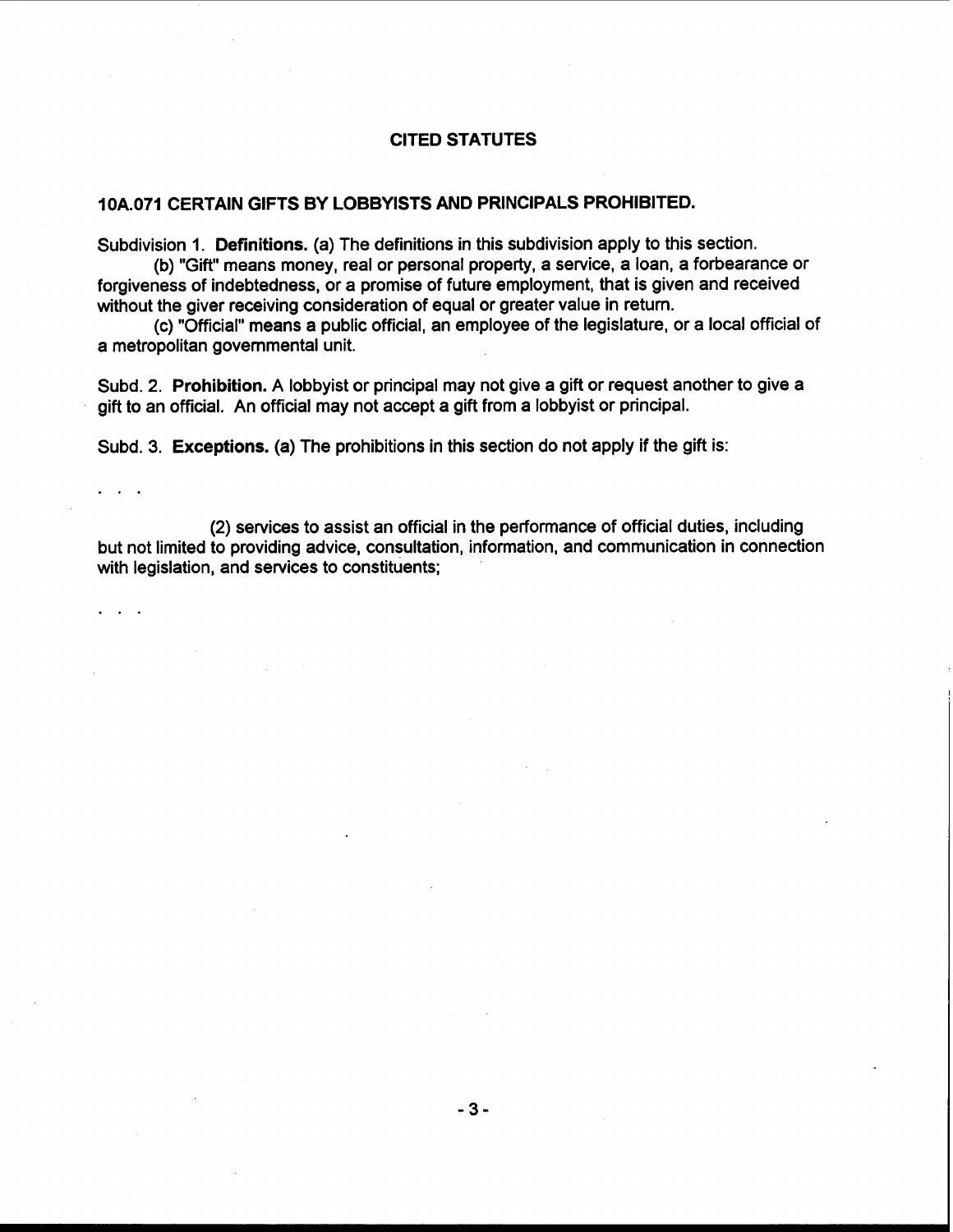## CITED STATUTES

### 10A.071 CERTAIN GIFTS BY LOBBYISTS AND PRINCIPALS PROHIBITED.

Subdivision 1. **Definitions.** (a) The definitions in this subdivision apply to this section.

(b) "Gift" means money, real or personal property, a service, a loan, a forbearance or forgiveness of indebtedness, or a promise of future employment, that is given and received without the giver receiving consideration of equal or greater value in return.

(c) "Official" means a public official, an employee of the legislature, or a local official of a metropolitan governmental unit.

Subd. 2. **Prohibition.** A lobbyist or principal may not give a gift or request another to give a gift to an official. An official may not accept a gift from a lobbyist or principal.

Subd. 3. **Exceptions.** (a) The prohibitions in this section do not apply if the gift is:

. . .

(2) services to assist an official in the performance of official duties, including but not limited to providing advice, consultation, information, and communication in connection with legislation, and services to constituents;

. . .